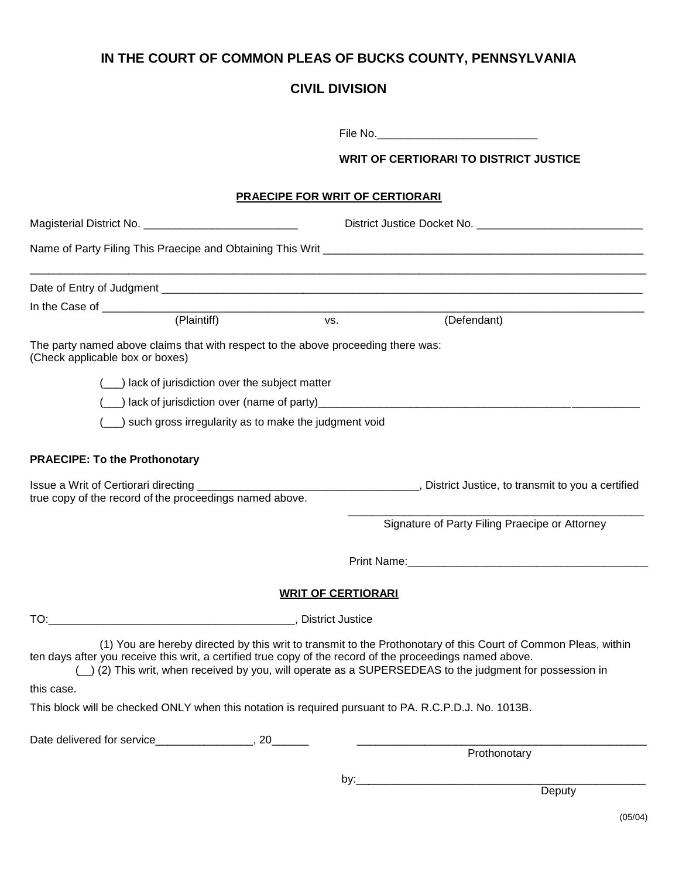## IN THE COURT OF COMMON PLEAS OF BUCKS COUNTY, PENNSYLVANIA

## CIVIL DIVISION

File No.__________________________

**WRIT OF CERTIORARI TO DISTRICT JUSTICE**

### PRAECIPE FOR WRIT OF CERTIORARI

Magisterial District No. _________________________ District Justice Docket No. ___________________________

Name of Party Filing This Praecipe and Obtaining This Writ ______________________________________________________

_____________________________________________________________________________________________

Date of Entry of Judgment ________________________________________________________________________

In the Case of ________________________________________________________________________________
(Plaintiff) vs. (Defendant)

The party named above claims that with respect to the above proceeding there was:
(Check applicable box or boxes)

(___) lack of jurisdiction over the subject matter

(___) lack of jurisdiction over (name of party)______________________________________________________

(___) such gross irregularity as to make the judgment void

**PRAECIPE: To the Prothonotary**

Issue a Writ of Certiorari directing ____________________________________, District Justice, to transmit to you a certified true copy of the record of the proceedings named above.

_________________________________________________
Signature of Party Filing Praecipe or Attorney

Print Name:________________________________________

### WRIT OF CERTIORARI

TO:________________________________________, District Justice

(1) You are hereby directed by this writ to transmit to the Prothonotary of this Court of Common Pleas, within ten days after you receive this writ, a certified true copy of the record of the proceedings named above.

(__) (2) This writ, when received by you, will operate as a SUPERSEDEAS to the judgment for possession in this case.

This block will be checked ONLY when this notation is required pursuant to PA. R.C.P.D.J. No. 1013B.

Date delivered for service________________, 20______

_________________________________________________
Prothonotary

by:_______________________________________________
Deputy

(05/04)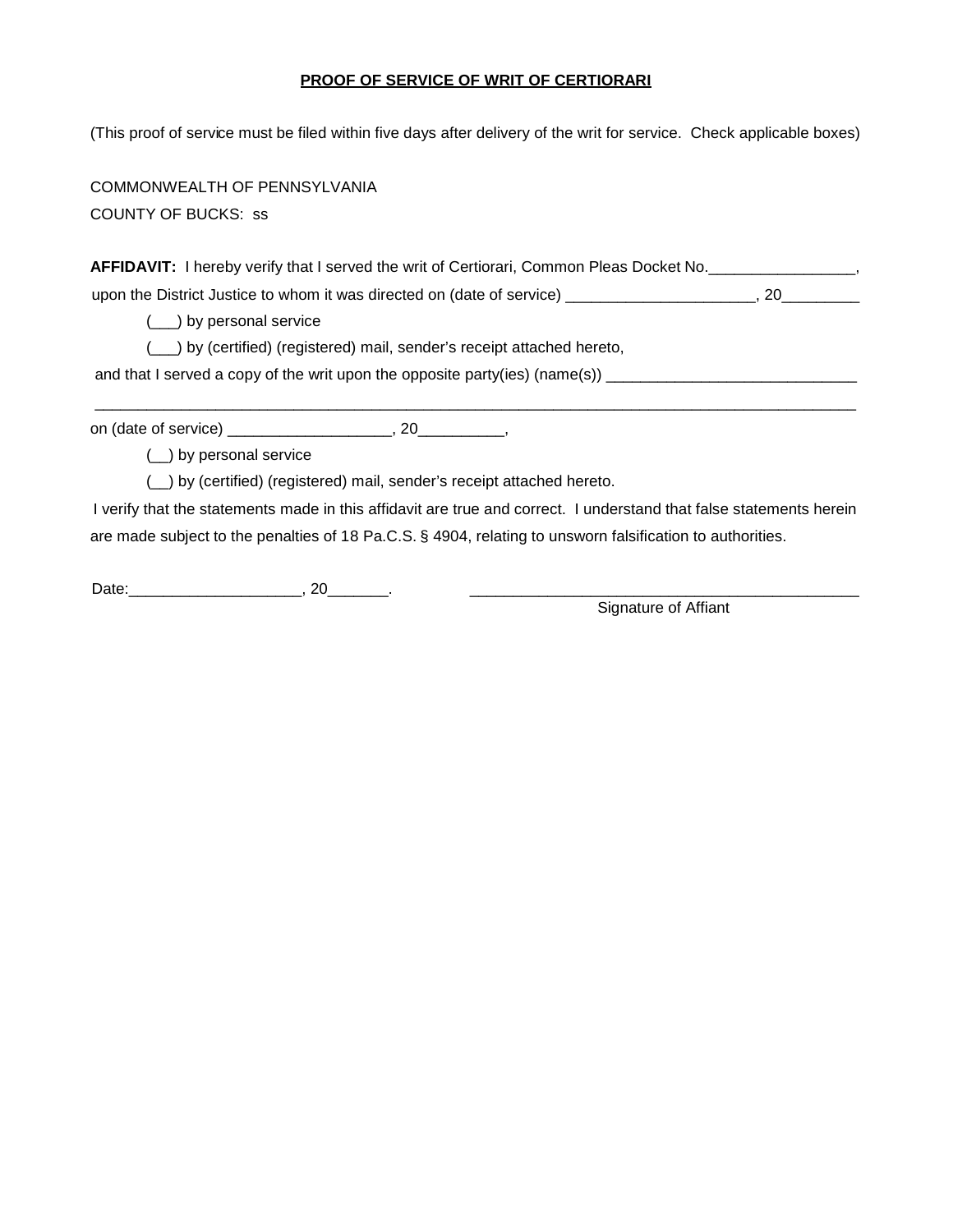**PROOF OF SERVICE OF WRIT OF CERTIORARI**

(This proof of service must be filed within five days after delivery of the writ for service. Check applicable boxes)

COMMONWEALTH OF PENNSYLVANIA
COUNTY OF BUCKS: ss

**AFFIDAVIT:** I hereby verify that I served the writ of Certiorari, Common Pleas Docket No.________________, upon the District Justice to whom it was directed on (date of service) _____________________, 20________

(___) by personal service

(___) by (certified) (registered) mail, sender's receipt attached hereto,

and that I served a copy of the writ upon the opposite party(ies) (name(s)) ____________________________

______________________________________________________________________________________

on (date of service) __________________, 20_________,

(__) by personal service

(__) by (certified) (registered) mail, sender's receipt attached hereto.

I verify that the statements made in this affidavit are true and correct. I understand that false statements herein are made subject to the penalties of 18 Pa.C.S. § 4904, relating to unsworn falsification to authorities.

Date:___________________, 20_______.

_____________________________________________
Signature of Affiant